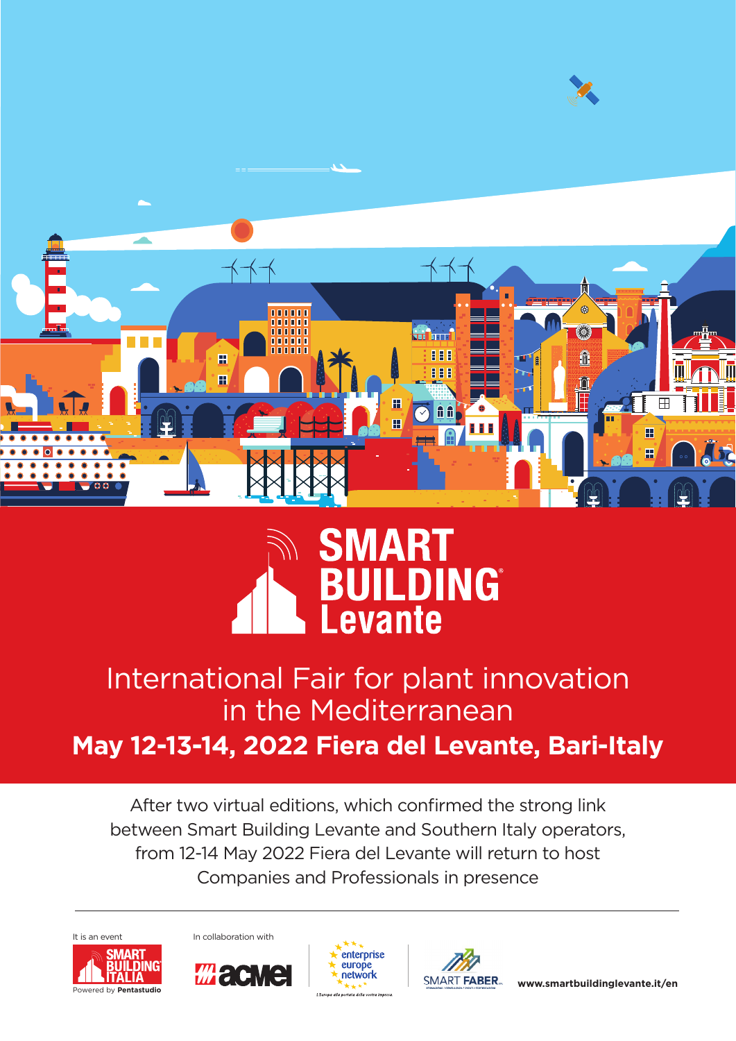# SMART BUILDING® Levante

## International Fair for plant innovation in the Mediterranean

**May 12-13-14, 2022 Fiera del Levante, Bari-Italy**

After two virtual editions, which confirmed the strong link between Smart Building Levante and Southern Italy operators, from 12-14 May 2022 Fiera del Levante will return to host Companies and Professionals in presence

---

It is an event

SMART BUILDING ITALIA

Powered by **Pentastudio**

In collaboration with

acmei

enterprise europe network

L'Europa alla portata della vostra impresa.

SMART FABER

**www.smartbuildinglevante.it/en**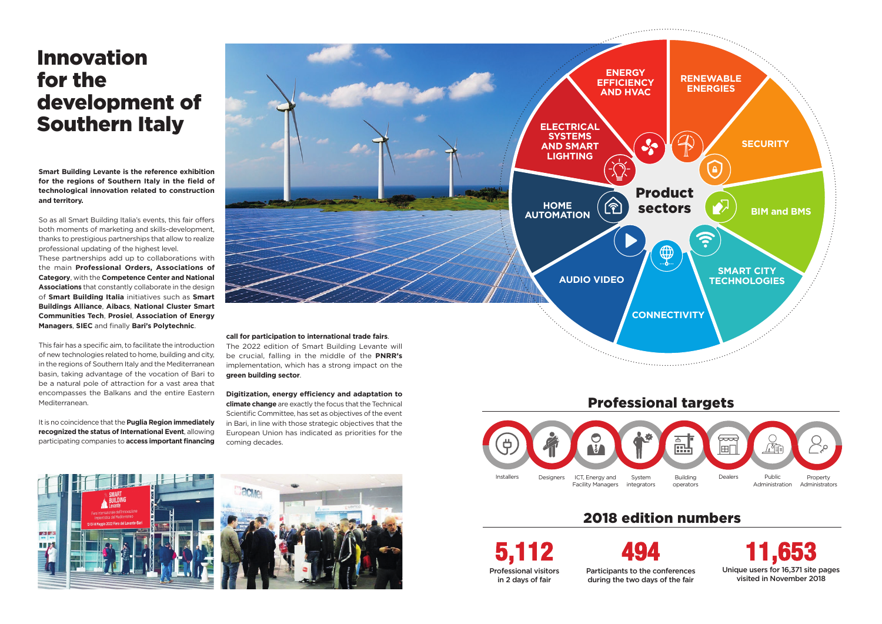# Innovation for the development of Southern Italy

**Smart Building Levante is the reference exhibition for the regions of Southern Italy in the field of technological innovation related to construction and territory.**

So as all Smart Building Italia's events, this fair offers both moments of marketing and skills-development, thanks to prestigious partnerships that allow to realize professional updating of the highest level.
These partnerships add up to collaborations with the main **Professional Orders, Associations of Category**, with the **Competence Center and National Associations** that constantly collaborate in the design of **Smart Building Italia** initiatives such as **Smart Buildings Alliance**, **Aibacs**, **National Cluster Smart Communities Tech**, **Prosiel**, **Association of Energy Managers**, **SIEC** and finally **Bari's Polytechnic**.

This fair has a specific aim, to facilitate the introduction of new technologies related to home, building and city, in the regions of Southern Italy and the Mediterranean basin, taking advantage of the vocation of Bari to be a natural pole of attraction for a vast area that encompasses the Balkans and the entire Eastern Mediterranean.

It is no coincidence that the **Puglia Region immediately recognized the status of International Event**, allowing participating companies to **access important financing call for participation to international trade fairs**.
The 2022 edition of Smart Building Levante will be crucial, falling in the middle of the **PNRR's** implementation, which has a strong impact on the **green building sector**.

**Digitization, energy efficiency and adaptation to climate change** are exactly the focus that the Technical Scientific Committee, has set as objectives of the event in Bari, in line with those strategic objectives that the European Union has indicated as priorities for the coming decades.

## Product sectors

- Energy efficiency and HVAC
- Renewable energies
- Security
- BIM and BMS
- Smart city technologies
- Connectivity
- Audio video
- Home automation
- Electrical systems and smart lighting

## Professional targets

- Installers
- Designers
- ICT, Energy and Facility Managers
- System integrators
- Building operators
- Dealers
- Public Administration
- Property Administrators

## 2018 edition numbers

**5,112**
Professional visitors in 2 days of fair

**494**
Participants to the conferences during the two days of the fair

**11,653**
Unique users for 16,371 site pages visited in November 2018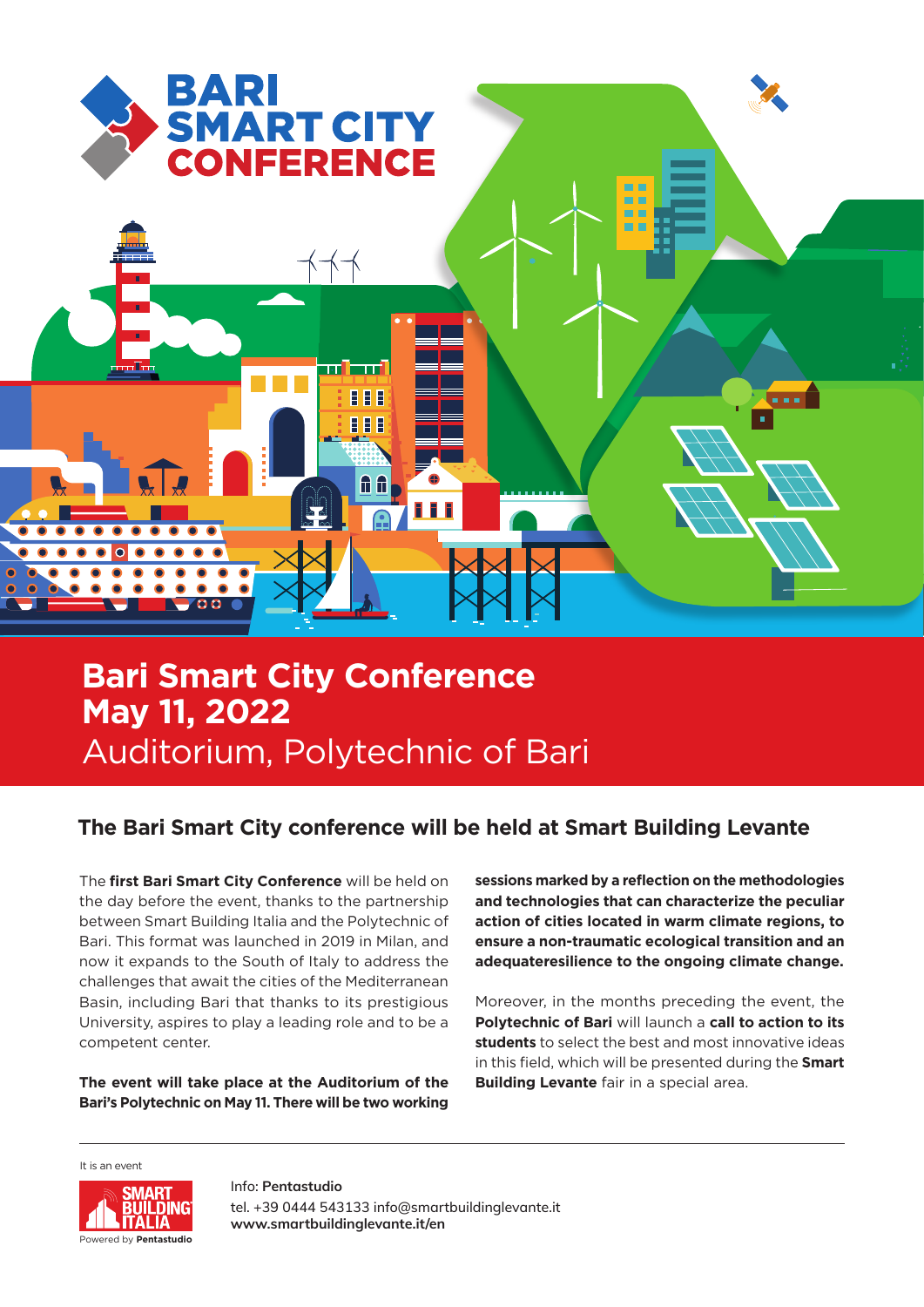# BARI SMART CITY CONFERENCE

## Bari Smart City Conference
## May 11, 2022
Auditorium, Polytechnic of Bari

### The Bari Smart City conference will be held at Smart Building Levante

The **first Bari Smart City Conference** will be held on the day before the event, thanks to the partnership between Smart Building Italia and the Polytechnic of Bari. This format was launched in 2019 in Milan, and now it expands to the South of Italy to address the challenges that await the cities of the Mediterranean Basin, including Bari that thanks to its prestigious University, aspires to play a leading role and to be a competent center.

**The event will take place at the Auditorium of the Bari's Polytechnic on May 11. There will be two working sessions marked by a reflection on the methodologies and technologies that can characterize the peculiar action of cities located in warm climate regions, to ensure a non-traumatic ecological transition and an adequateresilience to the ongoing climate change.**

Moreover, in the months preceding the event, the **Polytechnic of Bari** will launch a **call to action to its students** to select the best and most innovative ideas in this field, which will be presented during the **Smart Building Levante** fair in a special area.

---

It is an event

SMART BUILDING ITALIA
Powered by **Pentastudio**

Info: **Pentastudio**
tel. +39 0444 543133 info@smartbuildinglevante.it
**www.smartbuildinglevante.it/en**